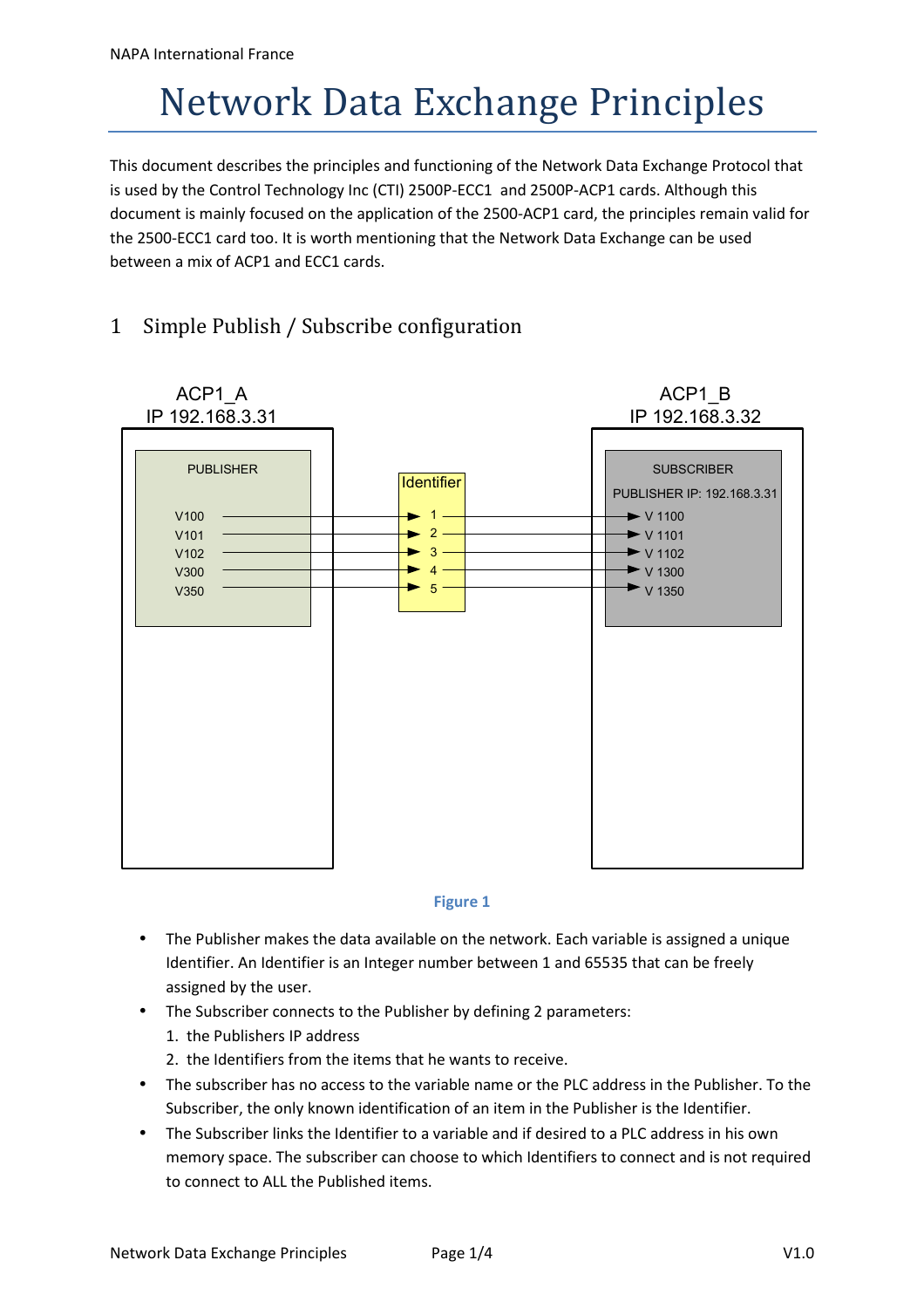# Network Data Exchange Principles

This document describes the principles and functioning of the Network Data Exchange Protocol that is used by the Control Technology Inc (CTI) 2500P-ECC1 and 2500P-ACP1 cards. Although this document is mainly focused on the application of the 2500-ACP1 card, the principles remain valid for the 2500-ECC1 card too. It is worth mentioning that the Network Data Exchange can be used between a mix of ACP1 and ECC1 cards.

## 1 Simple Publish / Subscribe configuration

ACP1_A
IP 192.168.3.31

PUBLISHER

V100
V101
V102
V300
V350

Identifier

1
2
3
4
5

ACP1_B
IP 192.168.3.32

SUBSCRIBER

PUBLISHER IP: 192.168.3.31

V 1100
V 1101
V 1102
V 1300
V 1350

Figure 1

- The Publisher makes the data available on the network. Each variable is assigned a unique Identifier. An Identifier is an Integer number between 1 and 65535 that can be freely assigned by the user.
- The Subscriber connects to the Publisher by defining 2 parameters:
  1. the Publishers IP address
  2. the Identifiers from the items that he wants to receive.
- The subscriber has no access to the variable name or the PLC address in the Publisher. To the Subscriber, the only known identification of an item in the Publisher is the Identifier.
- The Subscriber links the Identifier to a variable and if desired to a PLC address in his own memory space. The subscriber can choose to which Identifiers to connect and is not required to connect to ALL the Published items.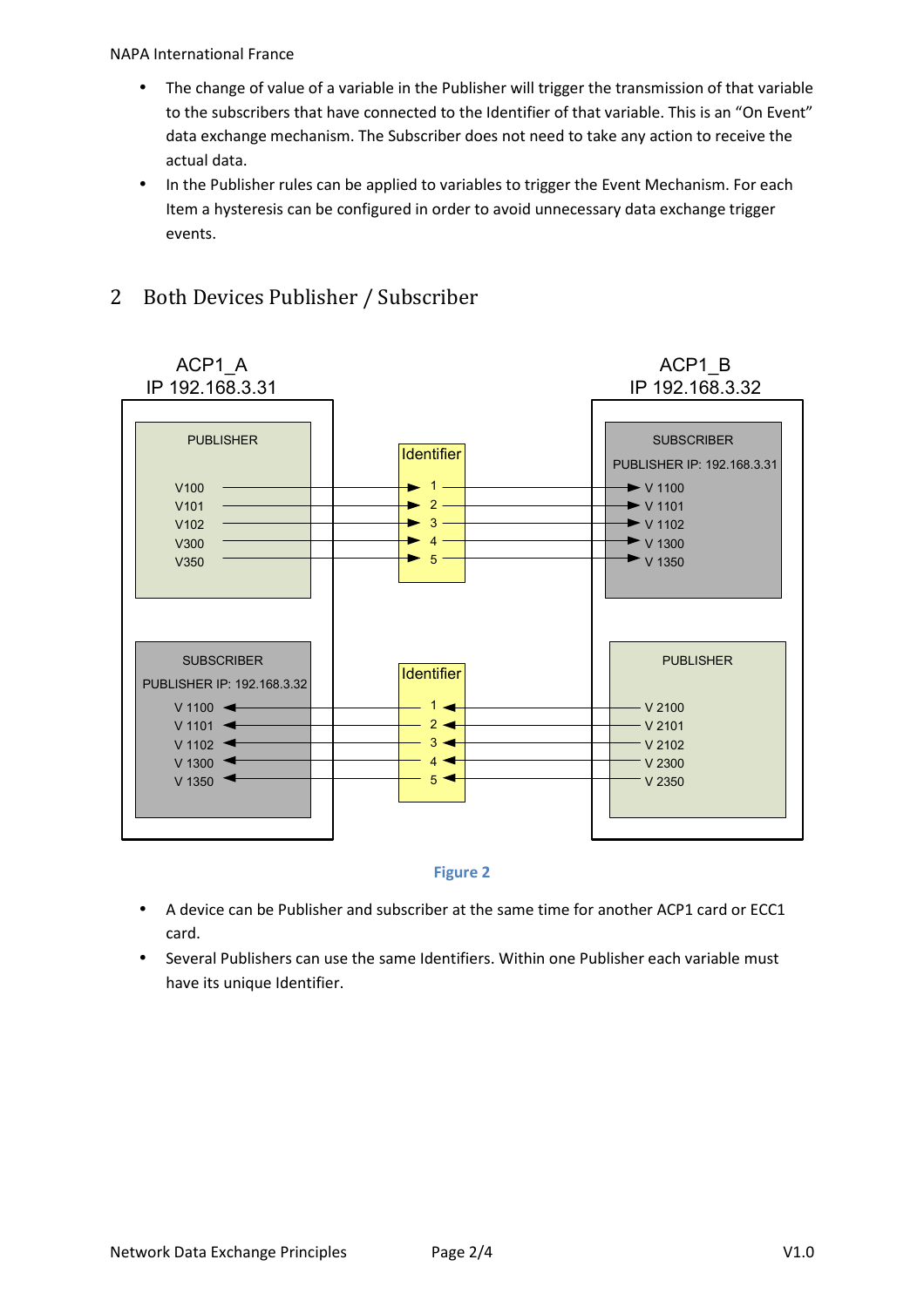- The change of value of a variable in the Publisher will trigger the transmission of that variable to the subscribers that have connected to the Identifier of that variable. This is an "On Event" data exchange mechanism. The Subscriber does not need to take any action to receive the actual data.
- In the Publisher rules can be applied to variables to trigger the Event Mechanism. For each Item a hysteresis can be configured in order to avoid unnecessary data exchange trigger events.

## 2 Both Devices Publisher / Subscriber

Figure 2

- A device can be Publisher and subscriber at the same time for another ACP1 card or ECC1 card.
- Several Publishers can use the same Identifiers. Within one Publisher each variable must have its unique Identifier.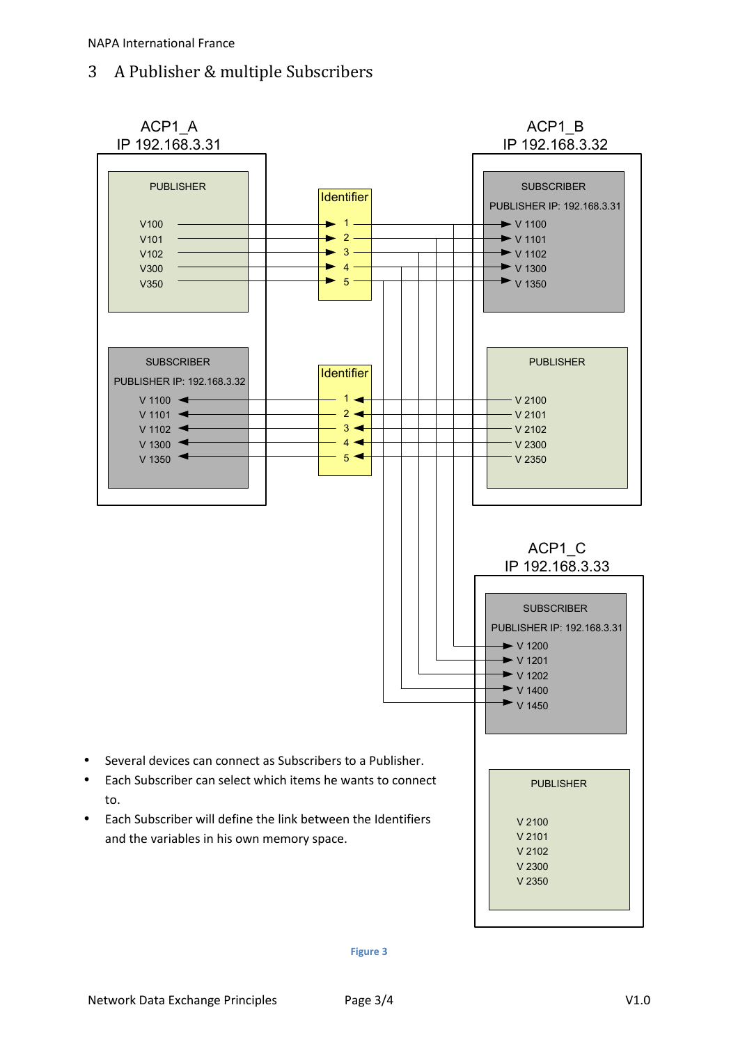## 3 A Publisher & multiple Subscribers

ACP1_A
IP 192.168.3.31

PUBLISHER

V100
V101
V102
V300
V350

SUBSCRIBER
PUBLISHER IP: 192.168.3.32

V 1100
V 1101
V 1102
V 1300
V 1350

Identifier
1
2
3
4
5

Identifier
1
2
3
4
5

ACP1_B
IP 192.168.3.32

SUBSCRIBER
PUBLISHER IP: 192.168.3.31

V 1100
V 1101
V 1102
V 1300
V 1350

PUBLISHER

V 2100
V 2101
V 2102
V 2300
V 2350

ACP1_C
IP 192.168.3.33

SUBSCRIBER
PUBLISHER IP: 192.168.3.31

V 1200
V 1201
V 1202
V 1400
V 1450

PUBLISHER

V 2100
V 2101
V 2102
V 2300
V 2350

- Several devices can connect as Subscribers to a Publisher.
- Each Subscriber can select which items he wants to connect to.
- Each Subscriber will define the link between the Identifiers and the variables in his own memory space.

Figure 3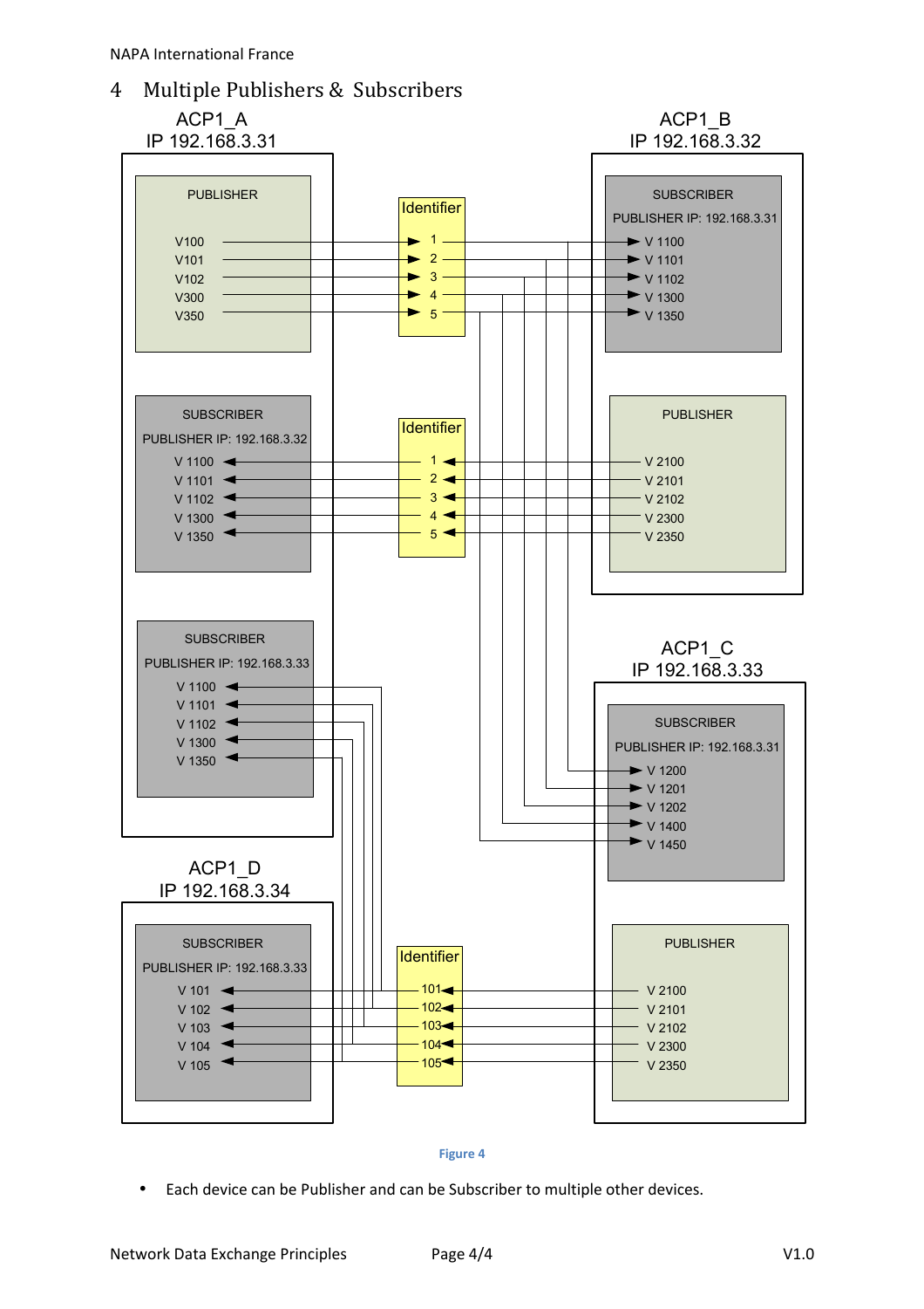# 4 Multiple Publishers & Subscribers

ACP1_A
IP 192.168.3.31

PUBLISHER
V100
V101
V102
V300
V350

SUBSCRIBER
PUBLISHER IP: 192.168.3.32
V 1100
V 1101
V 1102
V 1300
V 1350

SUBSCRIBER
PUBLISHER IP: 192.168.3.33
V 1100
V 1101
V 1102
V 1300
V 1350

Identifier
1
2
3
4
5

Identifier
1
2
3
4
5

ACP1_B
IP 192.168.3.32

SUBSCRIBER
PUBLISHER IP: 192.168.3.31
V 1100
V 1101
V 1102
V 1300
V 1350

PUBLISHER
V 2100
V 2101
V 2102
V 2300
V 2350

ACP1_C
IP 192.168.3.33

SUBSCRIBER
PUBLISHER IP: 192.168.3.31
V 1200
V 1201
V 1202
V 1400
V 1450

PUBLISHER
V 2100
V 2101
V 2102
V 2300
V 2350

ACP1_D
IP 192.168.3.34

SUBSCRIBER
PUBLISHER IP: 192.168.3.33
V 101
V 102
V 103
V 104
V 105

Identifier
101
102
103
104
105

Figure 4

- Each device can be Publisher and can be Subscriber to multiple other devices.